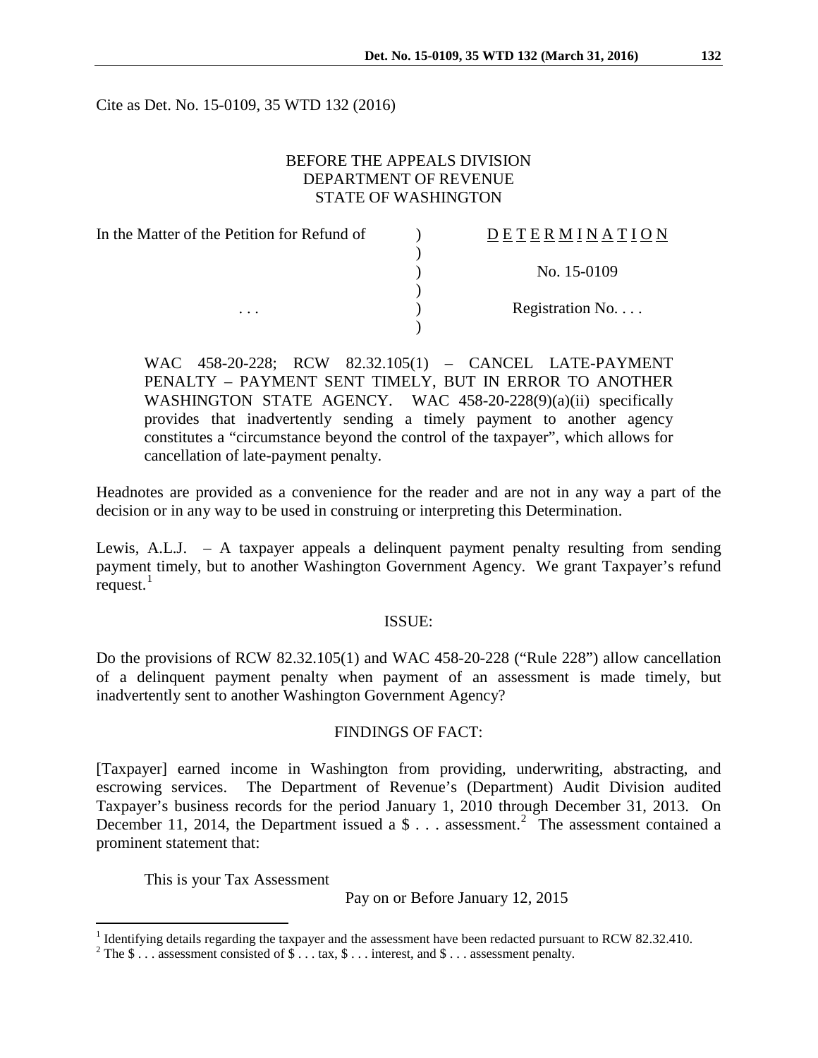Cite as Det. No. 15-0109, 35 WTD 132 (2016)

BEFORE THE APPEALS DIVISION
DEPARTMENT OF REVENUE
STATE OF WASHINGTON

| In the Matter of the Petition for Refund of | ) | D E T E R M I N A T I O N |
|---|---|---|
| | ) | |
| | ) | No. 15-0109 |
| | ) | |
| . . . | ) | Registration No. . . . |
| | ) | |

WAC 458-20-228; RCW 82.32.105(1) – CANCEL LATE-PAYMENT PENALTY – PAYMENT SENT TIMELY, BUT IN ERROR TO ANOTHER WASHINGTON STATE AGENCY. WAC 458-20-228(9)(a)(ii) specifically provides that inadvertently sending a timely payment to another agency constitutes a "circumstance beyond the control of the taxpayer", which allows for cancellation of late-payment penalty.

Headnotes are provided as a convenience for the reader and are not in any way a part of the decision or in any way to be used in construing or interpreting this Determination.

Lewis, A.L.J. – A taxpayer appeals a delinquent payment penalty resulting from sending payment timely, but to another Washington Government Agency. We grant Taxpayer's refund request.[1]

## ISSUE:

Do the provisions of RCW 82.32.105(1) and WAC 458-20-228 ("Rule 228") allow cancellation of a delinquent payment penalty when payment of an assessment is made timely, but inadvertently sent to another Washington Government Agency?

## FINDINGS OF FACT:

[Taxpayer] earned income in Washington from providing, underwriting, abstracting, and escrowing services. The Department of Revenue's (Department) Audit Division audited Taxpayer's business records for the period January 1, 2010 through December 31, 2013. On December 11, 2014, the Department issued a \$ . . . assessment.[2] The assessment contained a prominent statement that:

This is your Tax Assessment

Pay on or Before January 12, 2015

---

[1] Identifying details regarding the taxpayer and the assessment have been redacted pursuant to RCW 82.32.410.

[2] The \$ . . . assessment consisted of \$ . . . tax, \$ . . . interest, and \$ . . . assessment penalty.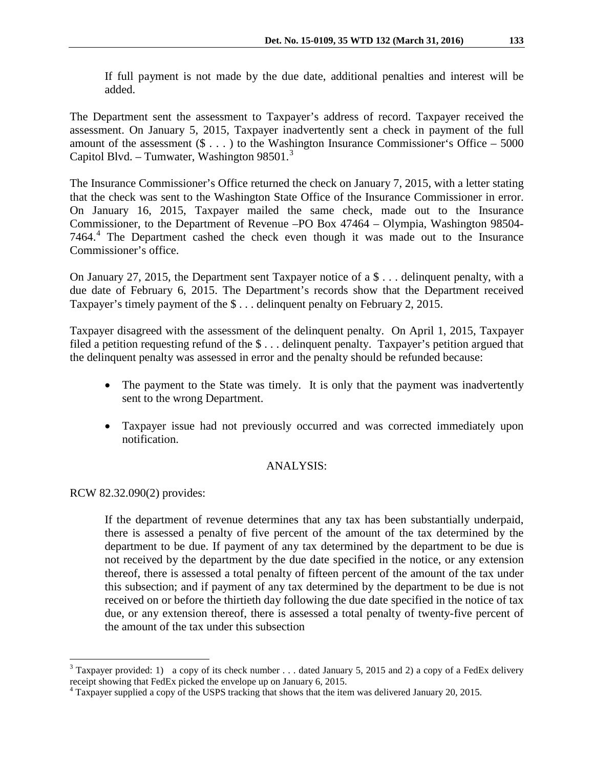> If full payment is not made by the due date, additional penalties and interest will be added.

The Department sent the assessment to Taxpayer's address of record. Taxpayer received the assessment. On January 5, 2015, Taxpayer inadvertently sent a check in payment of the full amount of the assessment ($ . . . ) to the Washington Insurance Commissioner's Office – 5000 Capitol Blvd. – Tumwater, Washington 98501.[3]

The Insurance Commissioner's Office returned the check on January 7, 2015, with a letter stating that the check was sent to the Washington State Office of the Insurance Commissioner in error. On January 16, 2015, Taxpayer mailed the same check, made out to the Insurance Commissioner, to the Department of Revenue –PO Box 47464 – Olympia, Washington 98504-7464.[4] The Department cashed the check even though it was made out to the Insurance Commissioner's office.

On January 27, 2015, the Department sent Taxpayer notice of a $ . . . delinquent penalty, with a due date of February 6, 2015. The Department's records show that the Department received Taxpayer's timely payment of the $ . . . delinquent penalty on February 2, 2015.

Taxpayer disagreed with the assessment of the delinquent penalty. On April 1, 2015, Taxpayer filed a petition requesting refund of the $ . . . delinquent penalty. Taxpayer's petition argued that the delinquent penalty was assessed in error and the penalty should be refunded because:

- The payment to the State was timely. It is only that the payment was inadvertently sent to the wrong Department.
- Taxpayer issue had not previously occurred and was corrected immediately upon notification.

## ANALYSIS:

RCW 82.32.090(2) provides:

> If the department of revenue determines that any tax has been substantially underpaid, there is assessed a penalty of five percent of the amount of the tax determined by the department to be due. If payment of any tax determined by the department to be due is not received by the department by the due date specified in the notice, or any extension thereof, there is assessed a total penalty of fifteen percent of the amount of the tax under this subsection; and if payment of any tax determined by the department to be due is not received on or before the thirtieth day following the due date specified in the notice of tax due, or any extension thereof, there is assessed a total penalty of twenty-five percent of the amount of the tax under this subsection

---

[3] Taxpayer provided: 1) a copy of its check number . . . dated January 5, 2015 and 2) a copy of a FedEx delivery receipt showing that FedEx picked the envelope up on January 6, 2015.

[4] Taxpayer supplied a copy of the USPS tracking that shows that the item was delivered January 20, 2015.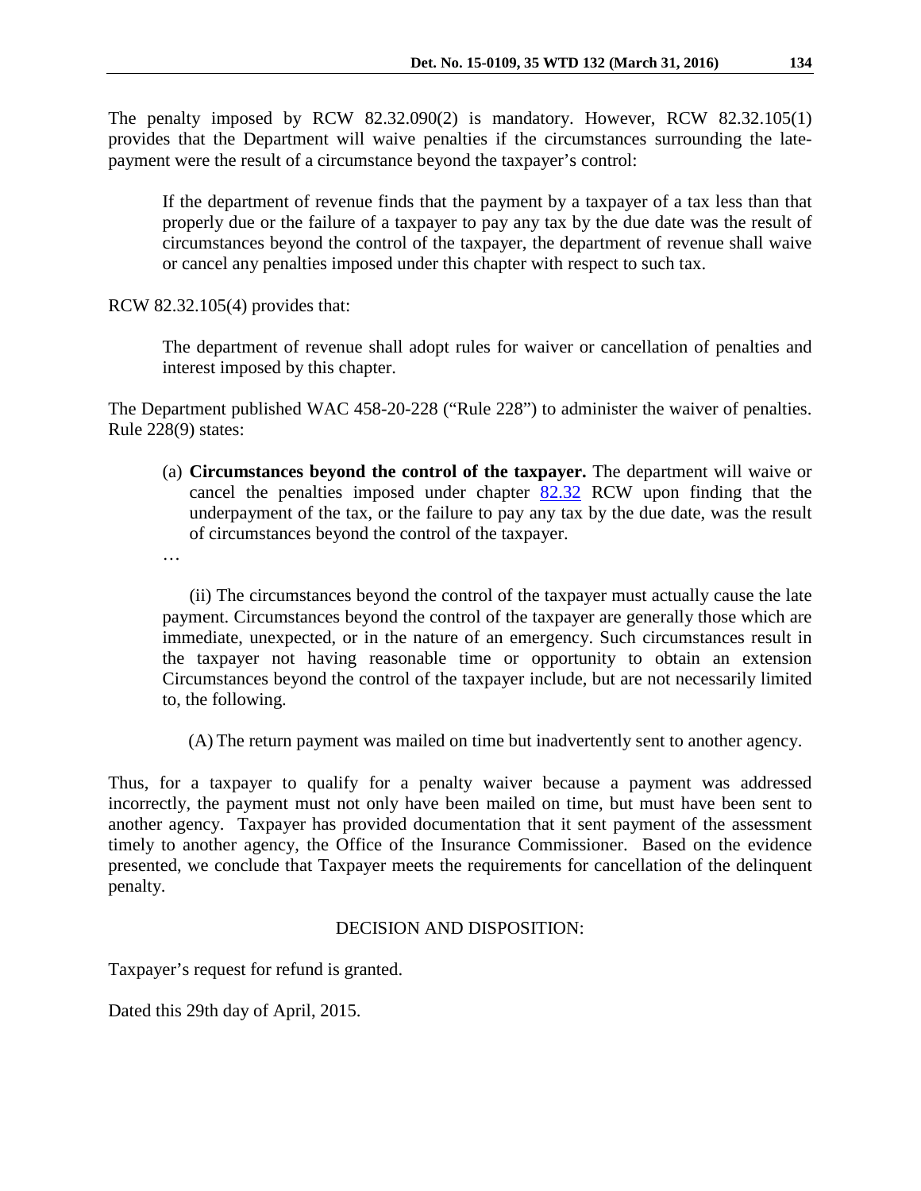The penalty imposed by RCW 82.32.090(2) is mandatory. However, RCW 82.32.105(1) provides that the Department will waive penalties if the circumstances surrounding the late-payment were the result of a circumstance beyond the taxpayer's control:

> If the department of revenue finds that the payment by a taxpayer of a tax less than that properly due or the failure of a taxpayer to pay any tax by the due date was the result of circumstances beyond the control of the taxpayer, the department of revenue shall waive or cancel any penalties imposed under this chapter with respect to such tax.

RCW 82.32.105(4) provides that:

> The department of revenue shall adopt rules for waiver or cancellation of penalties and interest imposed by this chapter.

The Department published WAC 458-20-228 ("Rule 228") to administer the waiver of penalties. Rule 228(9) states:

> (a) **Circumstances beyond the control of the taxpayer.** The department will waive or cancel the penalties imposed under chapter 82.32 RCW upon finding that the underpayment of the tax, or the failure to pay any tax by the due date, was the result of circumstances beyond the control of the taxpayer.
>
> …
>
> (ii) The circumstances beyond the control of the taxpayer must actually cause the late payment. Circumstances beyond the control of the taxpayer are generally those which are immediate, unexpected, or in the nature of an emergency. Such circumstances result in the taxpayer not having reasonable time or opportunity to obtain an extension Circumstances beyond the control of the taxpayer include, but are not necessarily limited to, the following.
>
> (A) The return payment was mailed on time but inadvertently sent to another agency.

Thus, for a taxpayer to qualify for a penalty waiver because a payment was addressed incorrectly, the payment must not only have been mailed on time, but must have been sent to another agency. Taxpayer has provided documentation that it sent payment of the assessment timely to another agency, the Office of the Insurance Commissioner. Based on the evidence presented, we conclude that Taxpayer meets the requirements for cancellation of the delinquent penalty.

## DECISION AND DISPOSITION:

Taxpayer's request for refund is granted.

Dated this 29th day of April, 2015.